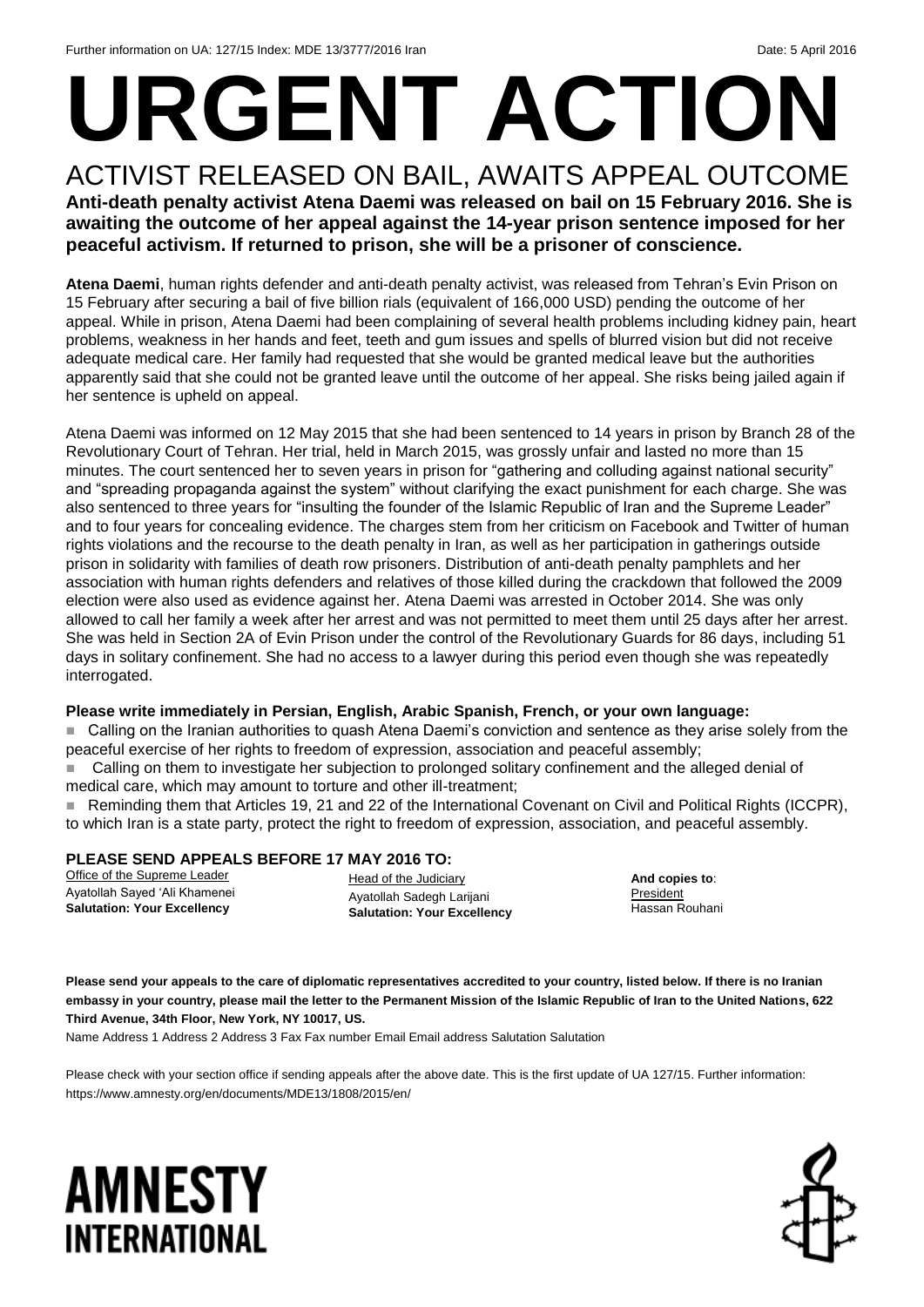Further information on UA: 127/15 Index: MDE 13/3777/2016 Iran Date: 5 April 2016

# URGENT ACTION

## ACTIVIST RELEASED ON BAIL, AWAITS APPEAL OUTCOME

**Anti-death penalty activist Atena Daemi was released on bail on 15 February 2016. She is awaiting the outcome of her appeal against the 14-year prison sentence imposed for her peaceful activism. If returned to prison, she will be a prisoner of conscience.**

**Atena Daemi**, human rights defender and anti-death penalty activist, was released from Tehran's Evin Prison on 15 February after securing a bail of five billion rials (equivalent of 166,000 USD) pending the outcome of her appeal. While in prison, Atena Daemi had been complaining of several health problems including kidney pain, heart problems, weakness in her hands and feet, teeth and gum issues and spells of blurred vision but did not receive adequate medical care. Her family had requested that she would be granted medical leave but the authorities apparently said that she could not be granted leave until the outcome of her appeal. She risks being jailed again if her sentence is upheld on appeal.

Atena Daemi was informed on 12 May 2015 that she had been sentenced to 14 years in prison by Branch 28 of the Revolutionary Court of Tehran. Her trial, held in March 2015, was grossly unfair and lasted no more than 15 minutes. The court sentenced her to seven years in prison for "gathering and colluding against national security" and "spreading propaganda against the system" without clarifying the exact punishment for each charge. She was also sentenced to three years for "insulting the founder of the Islamic Republic of Iran and the Supreme Leader" and to four years for concealing evidence. The charges stem from her criticism on Facebook and Twitter of human rights violations and the recourse to the death penalty in Iran, as well as her participation in gatherings outside prison in solidarity with families of death row prisoners. Distribution of anti-death penalty pamphlets and her association with human rights defenders and relatives of those killed during the crackdown that followed the 2009 election were also used as evidence against her. Atena Daemi was arrested in October 2014. She was only allowed to call her family a week after her arrest and was not permitted to meet them until 25 days after her arrest. She was held in Section 2A of Evin Prison under the control of the Revolutionary Guards for 86 days, including 51 days in solitary confinement. She had no access to a lawyer during this period even though she was repeatedly interrogated.

**Please write immediately in Persian, English, Arabic Spanish, French, or your own language:**

- Calling on the Iranian authorities to quash Atena Daemi's conviction and sentence as they arise solely from the peaceful exercise of her rights to freedom of expression, association and peaceful assembly;
- Calling on them to investigate her subjection to prolonged solitary confinement and the alleged denial of medical care, which may amount to torture and other ill-treatment;
- Reminding them that Articles 19, 21 and 22 of the International Covenant on Civil and Political Rights (ICCPR), to which Iran is a state party, protect the right to freedom of expression, association, and peaceful assembly.

**PLEASE SEND APPEALS BEFORE 17 MAY 2016 TO:**

Office of the Supreme Leader
Ayatollah Sayed 'Ali Khamenei
**Salutation: Your Excellency**

Head of the Judiciary
Ayatollah Sadegh Larijani
**Salutation: Your Excellency**

**And copies to**:
President
Hassan Rouhani

**Please send your appeals to the care of diplomatic representatives accredited to your country, listed below. If there is no Iranian embassy in your country, please mail the letter to the Permanent Mission of the Islamic Republic of Iran to the United Nations, 622 Third Avenue, 34th Floor, New York, NY 10017, US.**

Name Address 1 Address 2 Address 3 Fax Fax number Email Email address Salutation Salutation

Please check with your section office if sending appeals after the above date. This is the first update of UA 127/15. Further information: https://www.amnesty.org/en/documents/MDE13/1808/2015/en/

AMNESTY INTERNATIONAL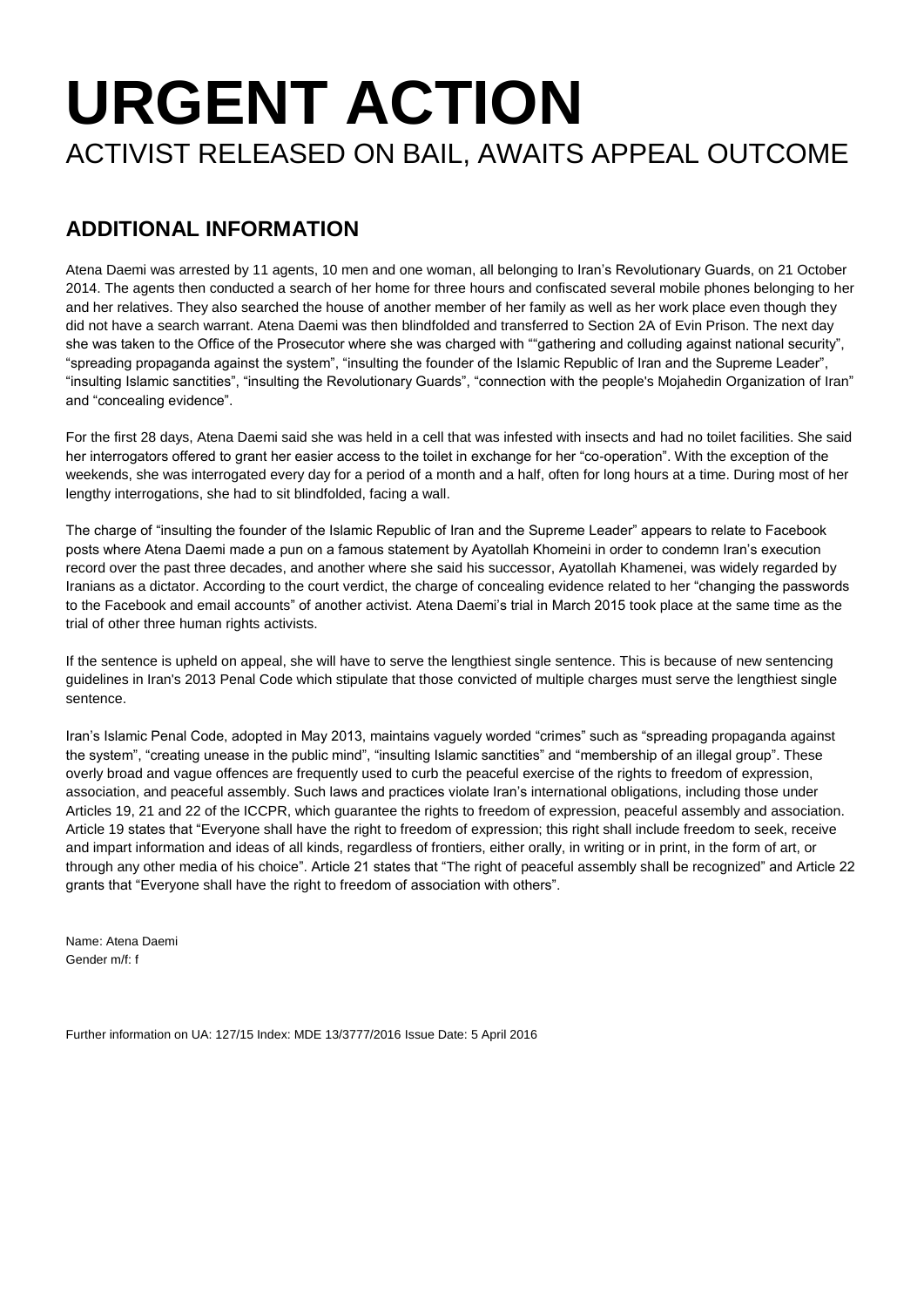# URGENT ACTION

ACTIVIST RELEASED ON BAIL, AWAITS APPEAL OUTCOME

## ADDITIONAL INFORMATION

Atena Daemi was arrested by 11 agents, 10 men and one woman, all belonging to Iran's Revolutionary Guards, on 21 October 2014. The agents then conducted a search of her home for three hours and confiscated several mobile phones belonging to her and her relatives. They also searched the house of another member of her family as well as her work place even though they did not have a search warrant. Atena Daemi was then blindfolded and transferred to Section 2A of Evin Prison. The next day she was taken to the Office of the Prosecutor where she was charged with ""gathering and colluding against national security", "spreading propaganda against the system", "insulting the founder of the Islamic Republic of Iran and the Supreme Leader", "insulting Islamic sanctities", "insulting the Revolutionary Guards", "connection with the people's Mojahedin Organization of Iran" and "concealing evidence".

For the first 28 days, Atena Daemi said she was held in a cell that was infested with insects and had no toilet facilities. She said her interrogators offered to grant her easier access to the toilet in exchange for her "co-operation". With the exception of the weekends, she was interrogated every day for a period of a month and a half, often for long hours at a time. During most of her lengthy interrogations, she had to sit blindfolded, facing a wall.

The charge of "insulting the founder of the Islamic Republic of Iran and the Supreme Leader" appears to relate to Facebook posts where Atena Daemi made a pun on a famous statement by Ayatollah Khomeini in order to condemn Iran's execution record over the past three decades, and another where she said his successor, Ayatollah Khamenei, was widely regarded by Iranians as a dictator. According to the court verdict, the charge of concealing evidence related to her "changing the passwords to the Facebook and email accounts" of another activist. Atena Daemi's trial in March 2015 took place at the same time as the trial of other three human rights activists.

If the sentence is upheld on appeal, she will have to serve the lengthiest single sentence. This is because of new sentencing guidelines in Iran's 2013 Penal Code which stipulate that those convicted of multiple charges must serve the lengthiest single sentence.

Iran's Islamic Penal Code, adopted in May 2013, maintains vaguely worded "crimes" such as "spreading propaganda against the system", "creating unease in the public mind", "insulting Islamic sanctities" and "membership of an illegal group". These overly broad and vague offences are frequently used to curb the peaceful exercise of the rights to freedom of expression, association, and peaceful assembly. Such laws and practices violate Iran's international obligations, including those under Articles 19, 21 and 22 of the ICCPR, which guarantee the rights to freedom of expression, peaceful assembly and association. Article 19 states that "Everyone shall have the right to freedom of expression; this right shall include freedom to seek, receive and impart information and ideas of all kinds, regardless of frontiers, either orally, in writing or in print, in the form of art, or through any other media of his choice". Article 21 states that "The right of peaceful assembly shall be recognized" and Article 22 grants that "Everyone shall have the right to freedom of association with others".

Name: Atena Daemi
Gender m/f: f

Further information on UA: 127/15 Index: MDE 13/3777/2016 Issue Date: 5 April 2016